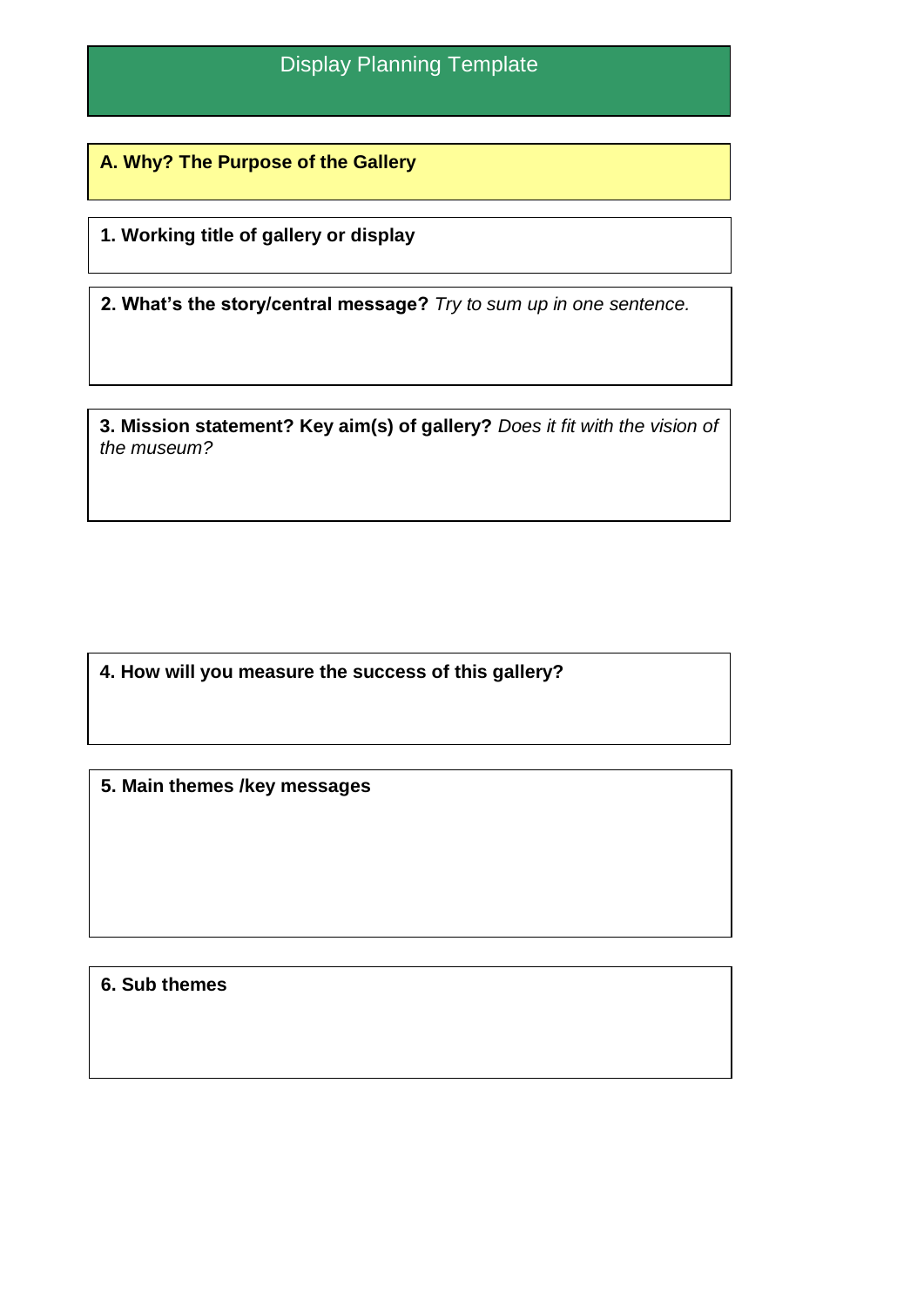# Display Planning Template

## A. Why? The Purpose of the Gallery

**1. Working title of gallery or display**

**2. What's the story/central message?** *Try to sum up in one sentence.*

**3. Mission statement? Key aim(s) of gallery?** *Does it fit with the vision of the museum?*

**4. How will you measure the success of this gallery?**

**5. Main themes /key messages**

**6. Sub themes**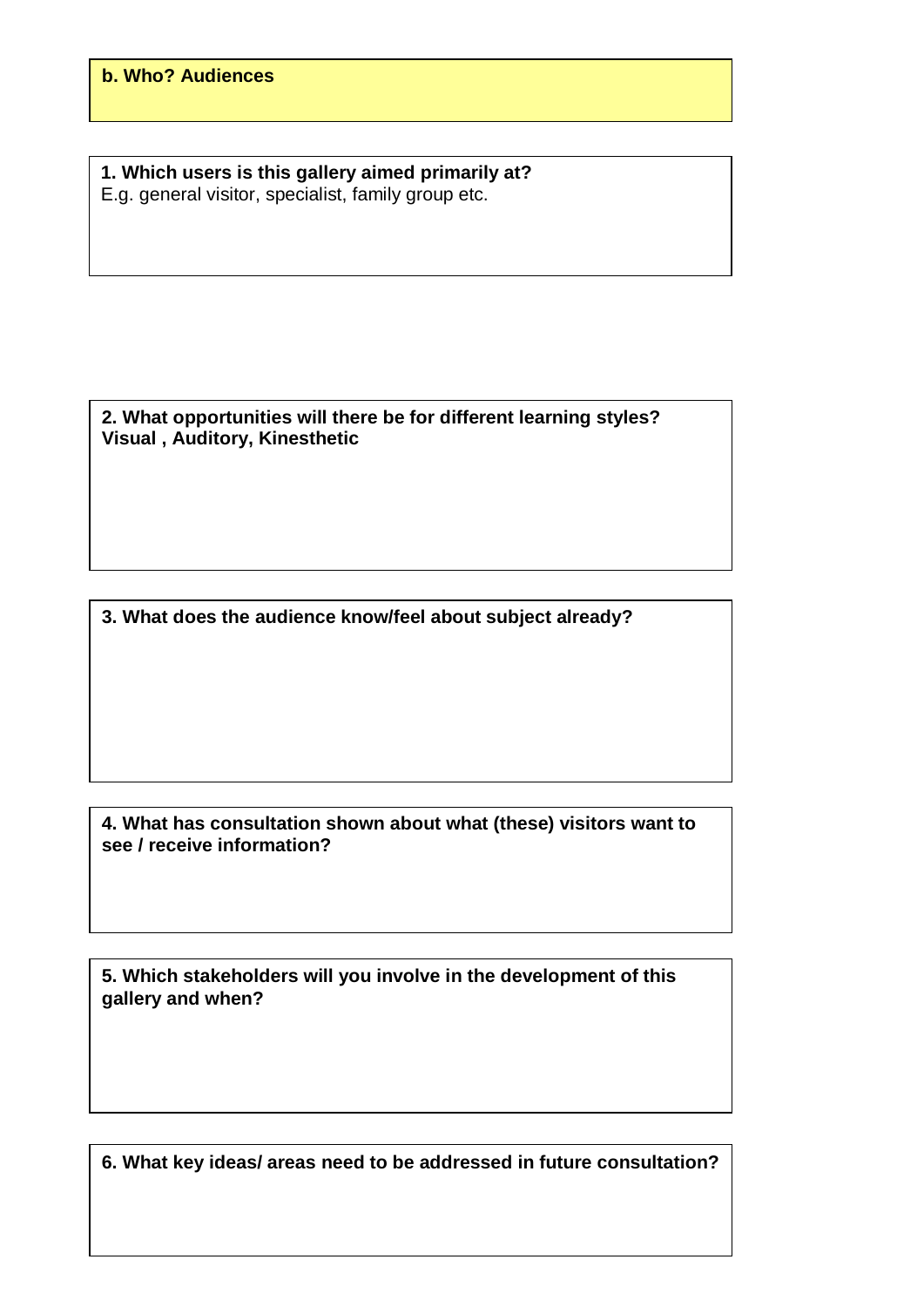## b. Who? Audiences

**1. Which users is this gallery aimed primarily at?**
E.g. general visitor, specialist, family group etc.

**2. What opportunities will there be for different learning styles? Visual , Auditory, Kinesthetic**

**3. What does the audience know/feel about subject already?**

**4. What has consultation shown about what (these) visitors want to see / receive information?**

**5. Which stakeholders will you involve in the development of this gallery and when?**

**6. What key ideas/ areas need to be addressed in future consultation?**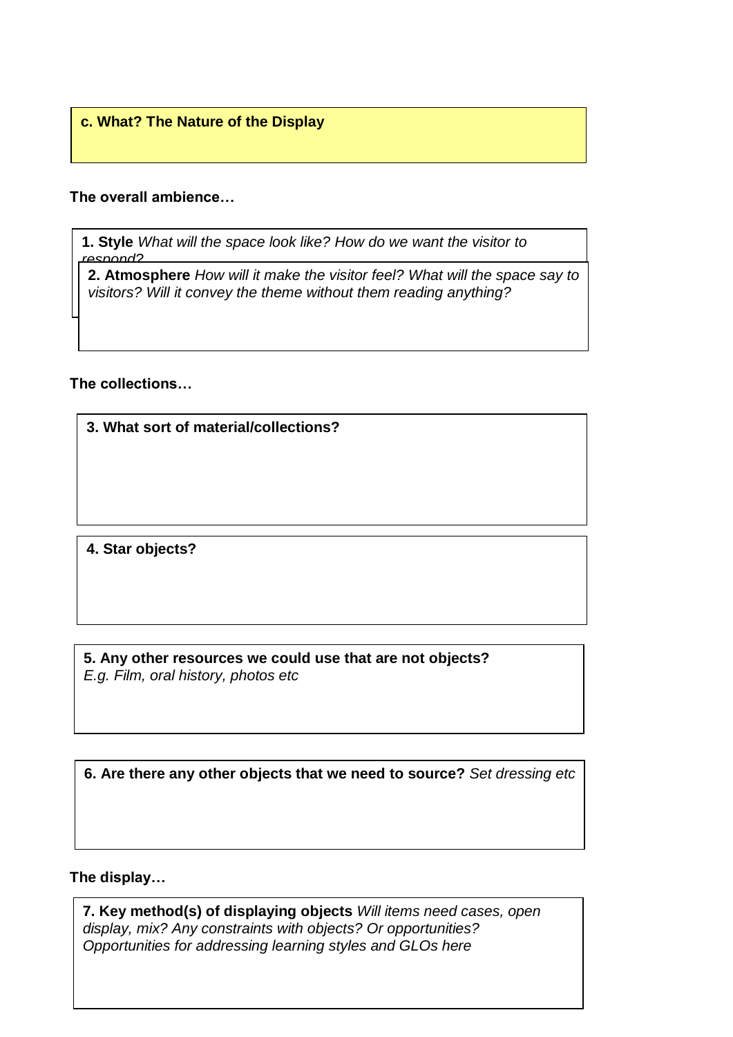**c. What? The Nature of the Display**

**The overall ambience…**

**1. Style** *What will the space look like? How do we want the visitor to respond?*

**2. Atmosphere** *How will it make the visitor feel? What will the space say to visitors? Will it convey the theme without them reading anything?*

**The collections…**

**3. What sort of material/collections?**

**4. Star objects?**

**5. Any other resources we could use that are not objects?**
*E.g. Film, oral history, photos etc*

**6. Are there any other objects that we need to source?** *Set dressing etc*

**The display…**

**7. Key method(s) of displaying objects** *Will items need cases, open display, mix? Any constraints with objects? Or opportunities? Opportunities for addressing learning styles and GLOs here*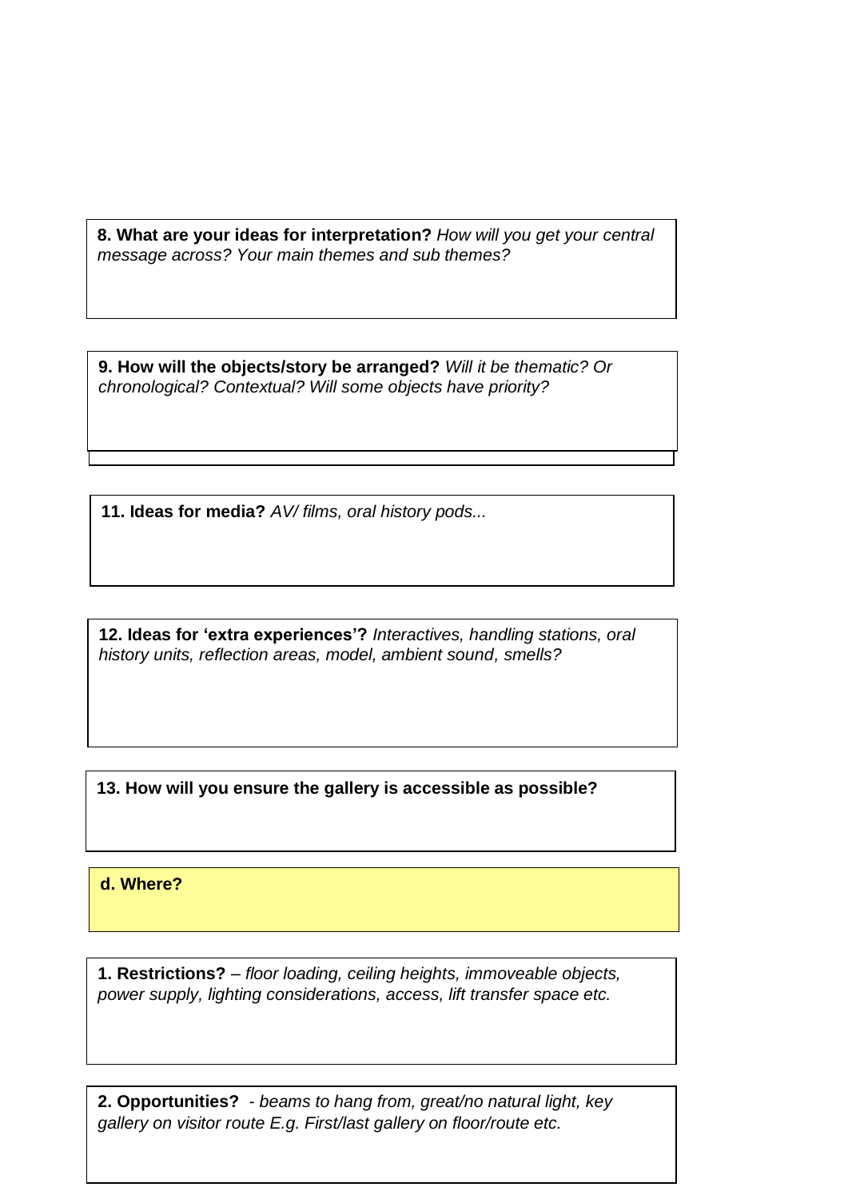**8. What are your ideas for interpretation?** *How will you get your central message across? Your main themes and sub themes?*

**9. How will the objects/story be arranged?** *Will it be thematic? Or chronological? Contextual? Will some objects have priority?*

**11. Ideas for media?** *AV/ films, oral history pods...*

**12. Ideas for 'extra experiences'?** *Interactives, handling stations, oral history units, reflection areas, model, ambient sound, smells?*

**13. How will you ensure the gallery is accessible as possible?**

## d. Where?

**1. Restrictions?** – *floor loading, ceiling heights, immoveable objects, power supply, lighting considerations, access, lift transfer space etc.*

**2. Opportunities?** - *beams to hang from, great/no natural light, key gallery on visitor route E.g. First/last gallery on floor/route etc.*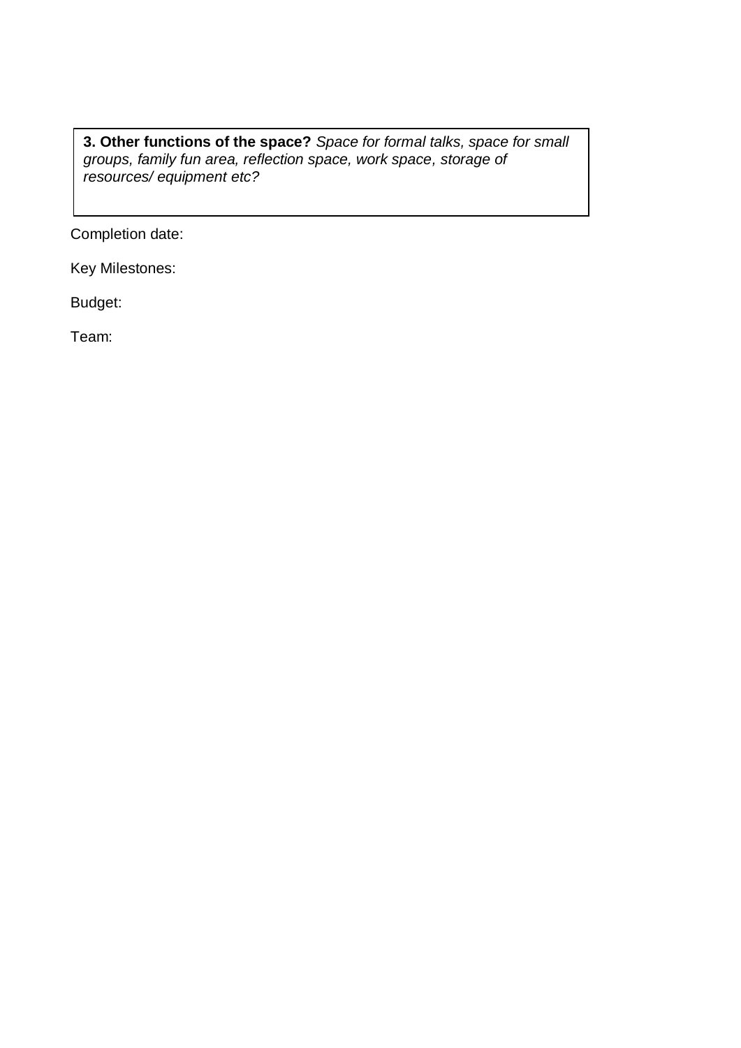**3. Other functions of the space?** *Space for formal talks, space for small groups, family fun area, reflection space, work space, storage of resources/ equipment etc?*

Completion date:

Key Milestones:

Budget:

Team: